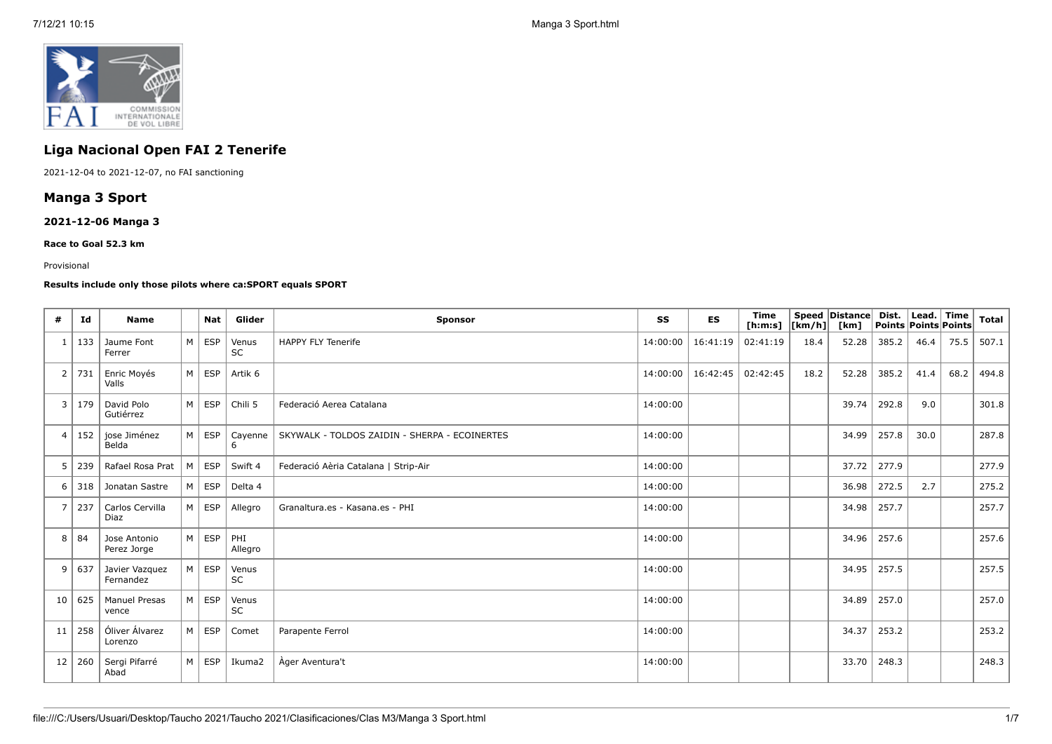# Liga Nacional Open FAI 2 Tenerife

2021-12-04 to 2021-12-07, no FAI sanctioning

## Manga 3 Sport

### 2021-12-06 Manga 3

**Race to Goal 52.3 km**

Provisional

**Results include only those pilots where ca:SPORT equals SPORT**

| # | Id | Name | | Nat | Glider | Sponsor | SS | ES | Time [h:m:s] | Speed [km/h] | Distance [km] | Dist. Points | Lead. Points | Time Points | Total |
|---|---|---|---|---|---|---|---|---|---|---|---|---|---|---|---|
| 1 | 133 | Jaume Font Ferrer | M | ESP | Venus SC | HAPPY FLY Tenerife | 14:00:00 | 16:41:19 | 02:41:19 | 18.4 | 52.28 | 385.2 | 46.4 | 75.5 | 507.1 |
| 2 | 731 | Enric Moyés Valls | M | ESP | Artik 6 | | 14:00:00 | 16:42:45 | 02:42:45 | 18.2 | 52.28 | 385.2 | 41.4 | 68.2 | 494.8 |
| 3 | 179 | David Polo Gutiérrez | M | ESP | Chili 5 | Federació Aerea Catalana | 14:00:00 | | | | 39.74 | 292.8 | 9.0 | | 301.8 |
| 4 | 152 | jose Jiménez Belda | M | ESP | Cayenne 6 | SKYWALK - TOLDOS ZAIDIN - SHERPA - ECOINERTES | 14:00:00 | | | | 34.99 | 257.8 | 30.0 | | 287.8 |
| 5 | 239 | Rafael Rosa Prat | M | ESP | Swift 4 | Federació Aèria Catalana \| Strip-Air | 14:00:00 | | | | 37.72 | 277.9 | | | 277.9 |
| 6 | 318 | Jonatan Sastre | M | ESP | Delta 4 | | 14:00:00 | | | | 36.98 | 272.5 | 2.7 | | 275.2 |
| 7 | 237 | Carlos Cervilla Diaz | M | ESP | Allegro | Granaltura.es - Kasana.es - PHI | 14:00:00 | | | | 34.98 | 257.7 | | | 257.7 |
| 8 | 84 | Jose Antonio Perez Jorge | M | ESP | PHI Allegro | | 14:00:00 | | | | 34.96 | 257.6 | | | 257.6 |
| 9 | 637 | Javier Vazquez Fernandez | M | ESP | Venus SC | | 14:00:00 | | | | 34.95 | 257.5 | | | 257.5 |
| 10 | 625 | Manuel Presas vence | M | ESP | Venus SC | | 14:00:00 | | | | 34.89 | 257.0 | | | 257.0 |
| 11 | 258 | Óliver Álvarez Lorenzo | M | ESP | Comet | Parapente Ferrol | 14:00:00 | | | | 34.37 | 253.2 | | | 253.2 |
| 12 | 260 | Sergi Pifarré Abad | M | ESP | Ikuma2 | Àger Aventura't | 14:00:00 | | | | 33.70 | 248.3 | | | 248.3 |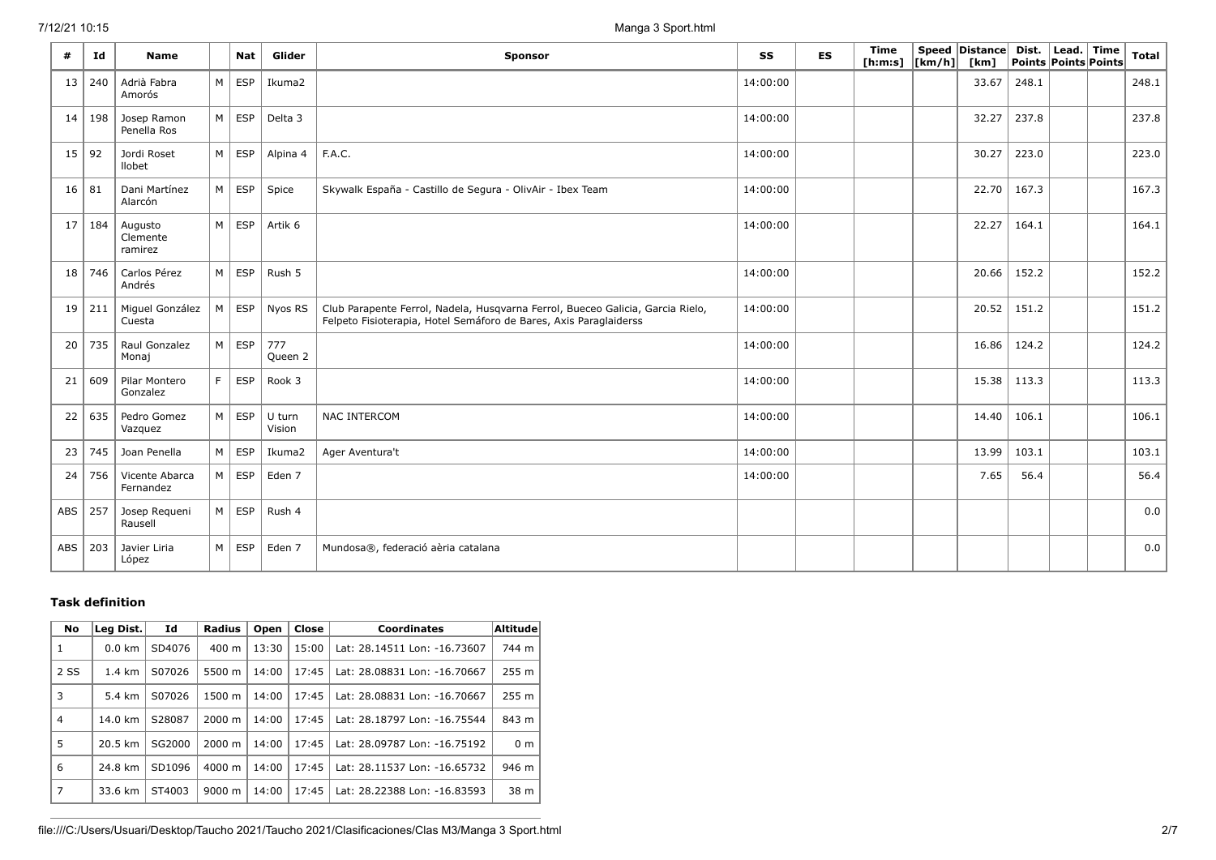| # | Id | Name | | Nat | Glider | Sponsor | SS | ES | Time [h:m:s] | Speed [km/h] | Distance [km] | Dist. Points | Lead. Points | Time Points | Total |
|---|---|---|---|---|---|---|---|---|---|---|---|---|---|---|---|
| 13 | 240 | Adrià Fabra Amorós | M | ESP | Ikuma2 | | 14:00:00 | | | | 33.67 | 248.1 | | | 248.1 |
| 14 | 198 | Josep Ramon Penella Ros | M | ESP | Delta 3 | | 14:00:00 | | | | 32.27 | 237.8 | | | 237.8 |
| 15 | 92 | Jordi Roset llobet | M | ESP | Alpina 4 | F.A.C. | 14:00:00 | | | | 30.27 | 223.0 | | | 223.0 |
| 16 | 81 | Dani Martínez Alarcón | M | ESP | Spice | Skywalk España - Castillo de Segura - OlivAir - Ibex Team | 14:00:00 | | | | 22.70 | 167.3 | | | 167.3 |
| 17 | 184 | Augusto Clemente ramirez | M | ESP | Artik 6 | | 14:00:00 | | | | 22.27 | 164.1 | | | 164.1 |
| 18 | 746 | Carlos Pérez Andrés | M | ESP | Rush 5 | | 14:00:00 | | | | 20.66 | 152.2 | | | 152.2 |
| 19 | 211 | Miguel González Cuesta | M | ESP | Nyos RS | Club Parapente Ferrol, Nadela, Husqvarna Ferrol, Bueceo Galicia, Garcia Rielo, Felpeto Fisioterapia, Hotel Semáforo de Bares, Axis Paraglaiderss | 14:00:00 | | | | 20.52 | 151.2 | | | 151.2 |
| 20 | 735 | Raul Gonzalez Monaj | M | ESP | 777 Queen 2 | | 14:00:00 | | | | 16.86 | 124.2 | | | 124.2 |
| 21 | 609 | Pilar Montero Gonzalez | F | ESP | Rook 3 | | 14:00:00 | | | | 15.38 | 113.3 | | | 113.3 |
| 22 | 635 | Pedro Gomez Vazquez | M | ESP | U turn Vision | NAC INTERCOM | 14:00:00 | | | | 14.40 | 106.1 | | | 106.1 |
| 23 | 745 | Joan Penella | M | ESP | Ikuma2 | Ager Aventura't | 14:00:00 | | | | 13.99 | 103.1 | | | 103.1 |
| 24 | 756 | Vicente Abarca Fernandez | M | ESP | Eden 7 | | 14:00:00 | | | | 7.65 | 56.4 | | | 56.4 |
| ABS | 257 | Josep Requeni Rausell | M | ESP | Rush 4 | | | | | | | | | | 0.0 |
| ABS | 203 | Javier Liria López | M | ESP | Eden 7 | Mundosa®, federació aèria catalana | | | | | | | | | 0.0 |

### Task definition

| No | Leg Dist. | Id | Radius | Open | Close | Coordinates | Altitude |
|---|---|---|---|---|---|---|---|
| 1 | 0.0 km | SD4076 | 400 m | 13:30 | 15:00 | Lat: 28.14511 Lon: -16.73607 | 744 m |
| 2 SS | 1.4 km | S07026 | 5500 m | 14:00 | 17:45 | Lat: 28.08831 Lon: -16.70667 | 255 m |
| 3 | 5.4 km | S07026 | 1500 m | 14:00 | 17:45 | Lat: 28.08831 Lon: -16.70667 | 255 m |
| 4 | 14.0 km | S28087 | 2000 m | 14:00 | 17:45 | Lat: 28.18797 Lon: -16.75544 | 843 m |
| 5 | 20.5 km | SG2000 | 2000 m | 14:00 | 17:45 | Lat: 28.09787 Lon: -16.75192 | 0 m |
| 6 | 24.8 km | SD1096 | 4000 m | 14:00 | 17:45 | Lat: 28.11537 Lon: -16.65732 | 946 m |
| 7 | 33.6 km | ST4003 | 9000 m | 14:00 | 17:45 | Lat: 28.22388 Lon: -16.83593 | 38 m |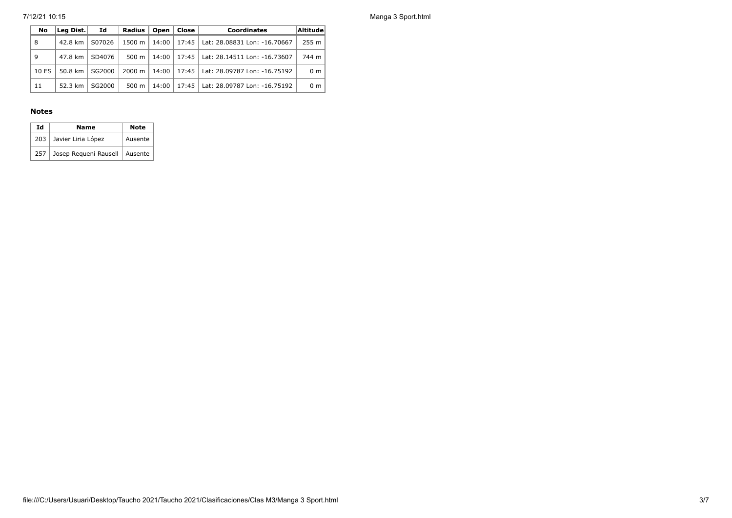| No | Leg Dist. | Id | Radius | Open | Close | Coordinates | Altitude |
|---|---|---|---|---|---|---|---|
| 8 | 42.8 km | S07026 | 1500 m | 14:00 | 17:45 | Lat: 28.08831 Lon: -16.70667 | 255 m |
| 9 | 47.8 km | SD4076 | 500 m | 14:00 | 17:45 | Lat: 28.14511 Lon: -16.73607 | 744 m |
| 10 ES | 50.8 km | SG2000 | 2000 m | 14:00 | 17:45 | Lat: 28.09787 Lon: -16.75192 | 0 m |
| 11 | 52.3 km | SG2000 | 500 m | 14:00 | 17:45 | Lat: 28.09787 Lon: -16.75192 | 0 m |

### Notes

| Id | Name | Note |
|---|---|---|
| 203 | Javier Liria López | Ausente |
| 257 | Josep Requeni Rausell | Ausente |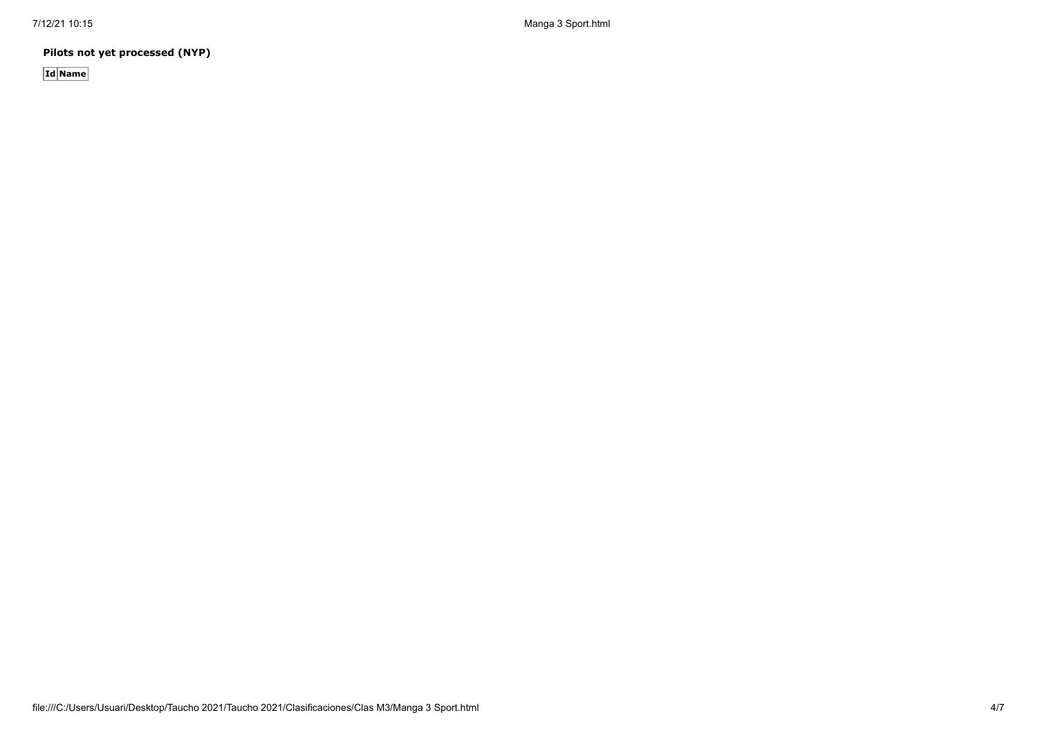**Pilots not yet processed (NYP)**

| Id | Name |
| --- | --- |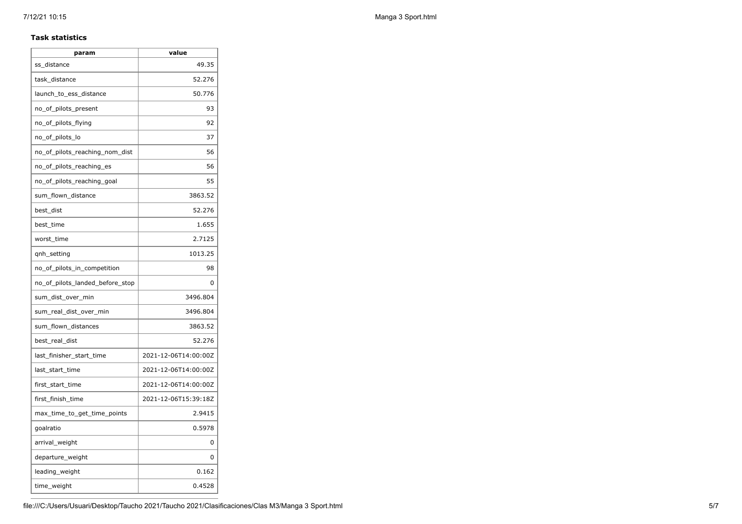**Task statistics**

| param | value |
|---|---|
| ss_distance | 49.35 |
| task_distance | 52.276 |
| launch_to_ess_distance | 50.776 |
| no_of_pilots_present | 93 |
| no_of_pilots_flying | 92 |
| no_of_pilots_lo | 37 |
| no_of_pilots_reaching_nom_dist | 56 |
| no_of_pilots_reaching_es | 56 |
| no_of_pilots_reaching_goal | 55 |
| sum_flown_distance | 3863.52 |
| best_dist | 52.276 |
| best_time | 1.655 |
| worst_time | 2.7125 |
| qnh_setting | 1013.25 |
| no_of_pilots_in_competition | 98 |
| no_of_pilots_landed_before_stop | 0 |
| sum_dist_over_min | 3496.804 |
| sum_real_dist_over_min | 3496.804 |
| sum_flown_distances | 3863.52 |
| best_real_dist | 52.276 |
| last_finisher_start_time | 2021-12-06T14:00:00Z |
| last_start_time | 2021-12-06T14:00:00Z |
| first_start_time | 2021-12-06T14:00:00Z |
| first_finish_time | 2021-12-06T15:39:18Z |
| max_time_to_get_time_points | 2.9415 |
| goalratio | 0.5978 |
| arrival_weight | 0 |
| departure_weight | 0 |
| leading_weight | 0.162 |
| time_weight | 0.4528 |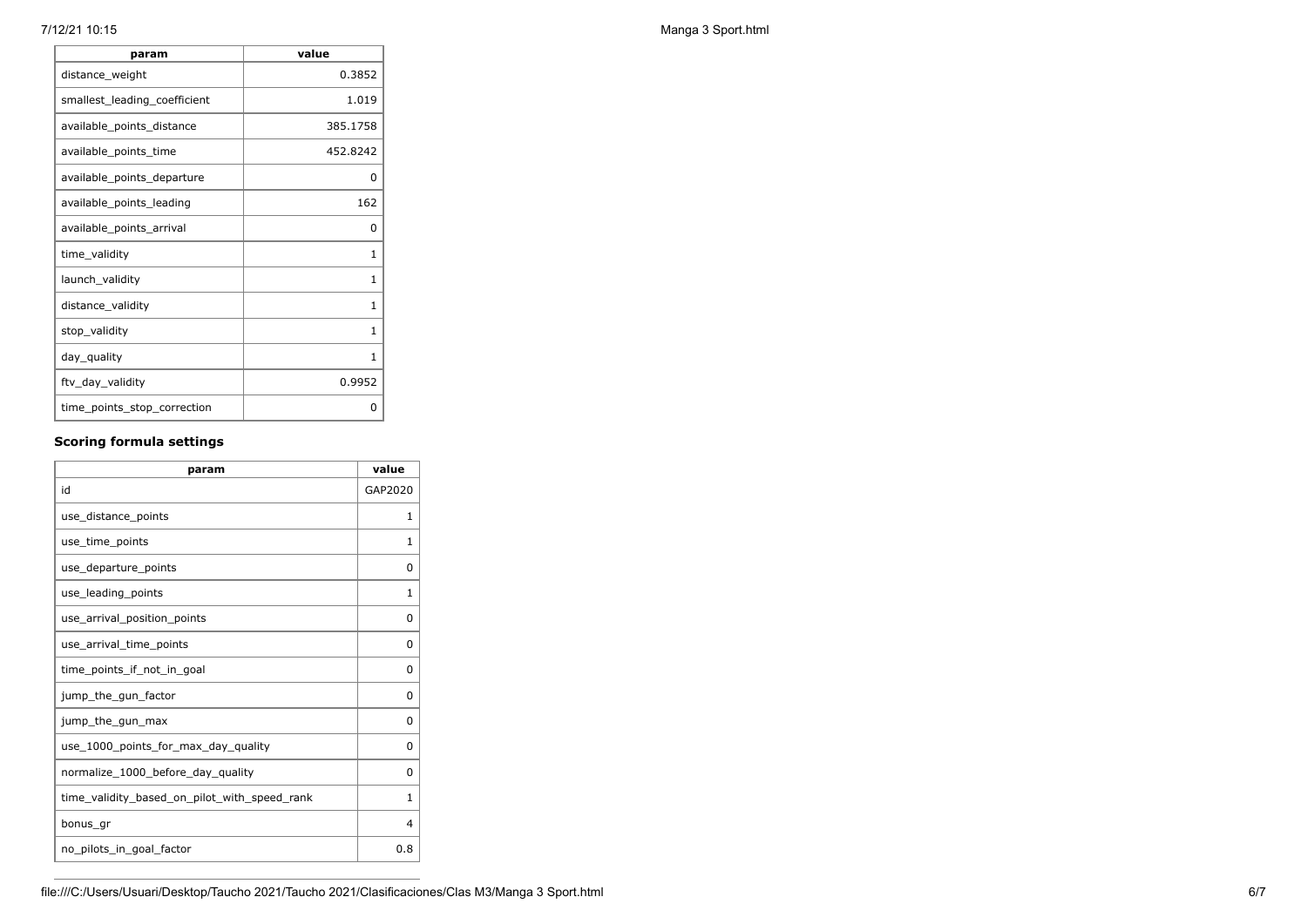| param | value |
| --- | --- |
| distance_weight | 0.3852 |
| smallest_leading_coefficient | 1.019 |
| available_points_distance | 385.1758 |
| available_points_time | 452.8242 |
| available_points_departure | 0 |
| available_points_leading | 162 |
| available_points_arrival | 0 |
| time_validity | 1 |
| launch_validity | 1 |
| distance_validity | 1 |
| stop_validity | 1 |
| day_quality | 1 |
| ftv_day_validity | 0.9952 |
| time_points_stop_correction | 0 |

### Scoring formula settings

| param | value |
| --- | --- |
| id | GAP2020 |
| use_distance_points | 1 |
| use_time_points | 1 |
| use_departure_points | 0 |
| use_leading_points | 1 |
| use_arrival_position_points | 0 |
| use_arrival_time_points | 0 |
| time_points_if_not_in_goal | 0 |
| jump_the_gun_factor | 0 |
| jump_the_gun_max | 0 |
| use_1000_points_for_max_day_quality | 0 |
| normalize_1000_before_day_quality | 0 |
| time_validity_based_on_pilot_with_speed_rank | 1 |
| bonus_gr | 4 |
| no_pilots_in_goal_factor | 0.8 |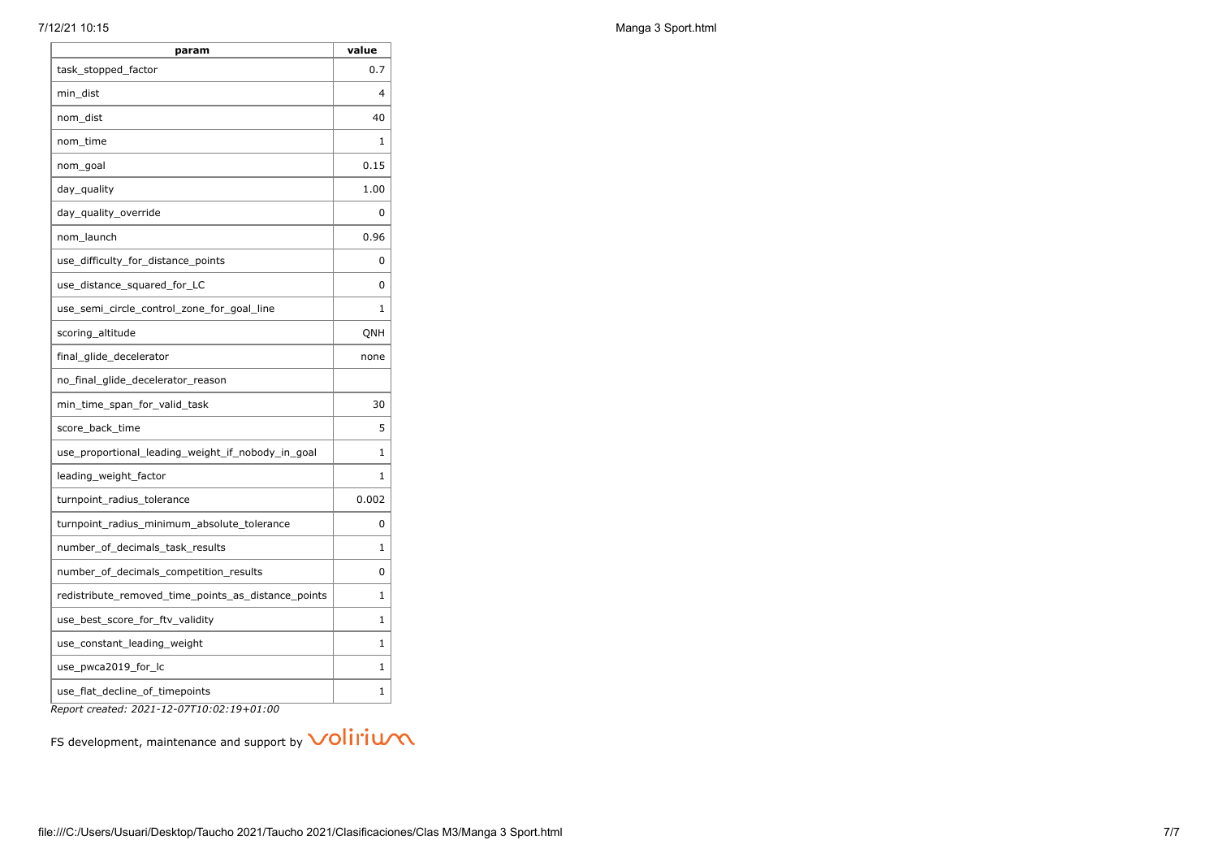| param | value |
|---|---|
| task_stopped_factor | 0.7 |
| min_dist | 4 |
| nom_dist | 40 |
| nom_time | 1 |
| nom_goal | 0.15 |
| day_quality | 1.00 |
| day_quality_override | 0 |
| nom_launch | 0.96 |
| use_difficulty_for_distance_points | 0 |
| use_distance_squared_for_LC | 0 |
| use_semi_circle_control_zone_for_goal_line | 1 |
| scoring_altitude | QNH |
| final_glide_decelerator | none |
| no_final_glide_decelerator_reason | |
| min_time_span_for_valid_task | 30 |
| score_back_time | 5 |
| use_proportional_leading_weight_if_nobody_in_goal | 1 |
| leading_weight_factor | 1 |
| turnpoint_radius_tolerance | 0.002 |
| turnpoint_radius_minimum_absolute_tolerance | 0 |
| number_of_decimals_task_results | 1 |
| number_of_decimals_competition_results | 0 |
| redistribute_removed_time_points_as_distance_points | 1 |
| use_best_score_for_ftv_validity | 1 |
| use_constant_leading_weight | 1 |
| use_pwca2019_for_lc | 1 |
| use_flat_decline_of_timepoints | 1 |

*Report created: 2021-12-07T10:02:19+01:00*

FS development, maintenance and support by volirium